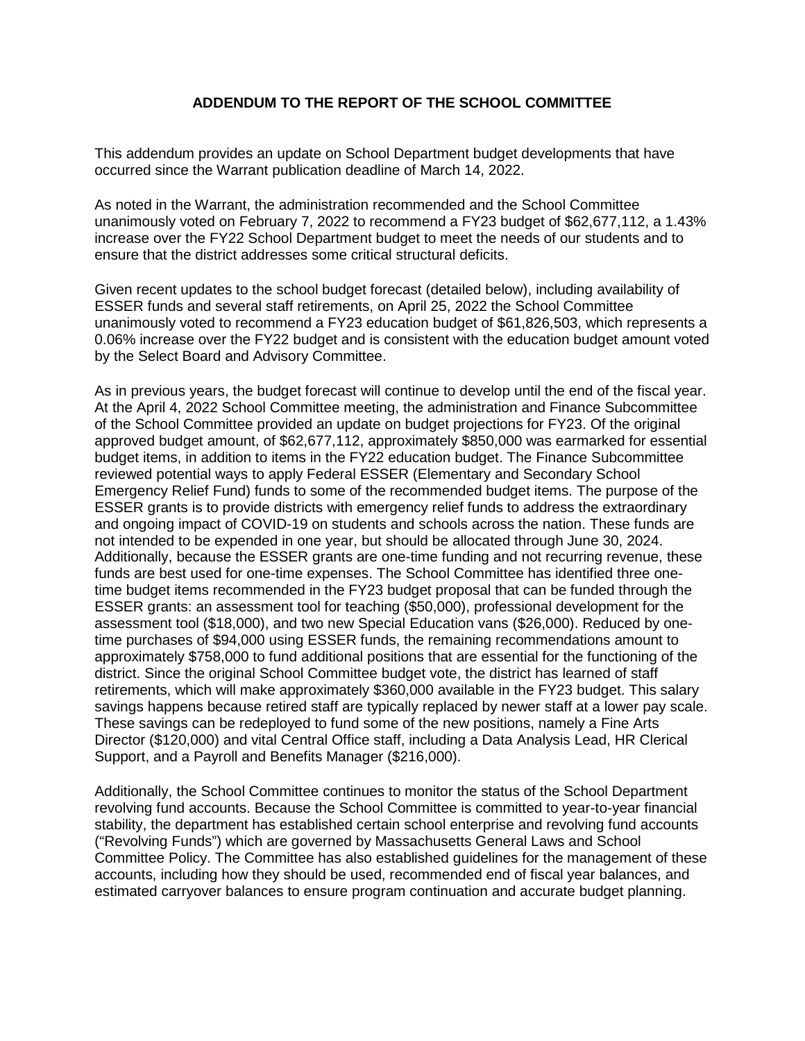# ADDENDUM TO THE REPORT OF THE SCHOOL COMMITTEE

This addendum provides an update on School Department budget developments that have occurred since the Warrant publication deadline of March 14, 2022.

As noted in the Warrant, the administration recommended and the School Committee unanimously voted on February 7, 2022 to recommend a FY23 budget of $62,677,112, a 1.43% increase over the FY22 School Department budget to meet the needs of our students and to ensure that the district addresses some critical structural deficits.

Given recent updates to the school budget forecast (detailed below), including availability of ESSER funds and several staff retirements, on April 25, 2022 the School Committee unanimously voted to recommend a FY23 education budget of $61,826,503, which represents a 0.06% increase over the FY22 budget and is consistent with the education budget amount voted by the Select Board and Advisory Committee.

As in previous years, the budget forecast will continue to develop until the end of the fiscal year. At the April 4, 2022 School Committee meeting, the administration and Finance Subcommittee of the School Committee provided an update on budget projections for FY23. Of the original approved budget amount, of $62,677,112, approximately $850,000 was earmarked for essential budget items, in addition to items in the FY22 education budget. The Finance Subcommittee reviewed potential ways to apply Federal ESSER (Elementary and Secondary School Emergency Relief Fund) funds to some of the recommended budget items. The purpose of the ESSER grants is to provide districts with emergency relief funds to address the extraordinary and ongoing impact of COVID-19 on students and schools across the nation. These funds are not intended to be expended in one year, but should be allocated through June 30, 2024. Additionally, because the ESSER grants are one-time funding and not recurring revenue, these funds are best used for one-time expenses. The School Committee has identified three one-time budget items recommended in the FY23 budget proposal that can be funded through the ESSER grants: an assessment tool for teaching ($50,000), professional development for the assessment tool ($18,000), and two new Special Education vans ($26,000). Reduced by one-time purchases of $94,000 using ESSER funds, the remaining recommendations amount to approximately $758,000 to fund additional positions that are essential for the functioning of the district. Since the original School Committee budget vote, the district has learned of staff retirements, which will make approximately $360,000 available in the FY23 budget. This salary savings happens because retired staff are typically replaced by newer staff at a lower pay scale. These savings can be redeployed to fund some of the new positions, namely a Fine Arts Director ($120,000) and vital Central Office staff, including a Data Analysis Lead, HR Clerical Support, and a Payroll and Benefits Manager ($216,000).

Additionally, the School Committee continues to monitor the status of the School Department revolving fund accounts. Because the School Committee is committed to year-to-year financial stability, the department has established certain school enterprise and revolving fund accounts ("Revolving Funds") which are governed by Massachusetts General Laws and School Committee Policy. The Committee has also established guidelines for the management of these accounts, including how they should be used, recommended end of fiscal year balances, and estimated carryover balances to ensure program continuation and accurate budget planning.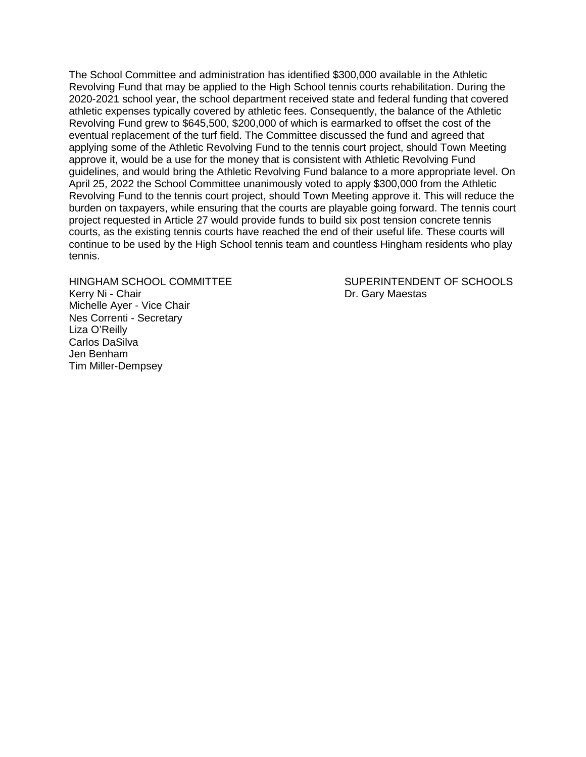The School Committee and administration has identified $300,000 available in the Athletic Revolving Fund that may be applied to the High School tennis courts rehabilitation. During the 2020-2021 school year, the school department received state and federal funding that covered athletic expenses typically covered by athletic fees. Consequently, the balance of the Athletic Revolving Fund grew to $645,500, $200,000 of which is earmarked to offset the cost of the eventual replacement of the turf field. The Committee discussed the fund and agreed that applying some of the Athletic Revolving Fund to the tennis court project, should Town Meeting approve it, would be a use for the money that is consistent with Athletic Revolving Fund guidelines, and would bring the Athletic Revolving Fund balance to a more appropriate level. On April 25, 2022 the School Committee unanimously voted to apply $300,000 from the Athletic Revolving Fund to the tennis court project, should Town Meeting approve it. This will reduce the burden on taxpayers, while ensuring that the courts are playable going forward. The tennis court project requested in Article 27 would provide funds to build six post tension concrete tennis courts, as the existing tennis courts have reached the end of their useful life. These courts will continue to be used by the High School tennis team and countless Hingham residents who play tennis.

HINGHAM SCHOOL COMMITTEE
Kerry Ni - Chair
Michelle Ayer - Vice Chair
Nes Correnti - Secretary
Liza O'Reilly
Carlos DaSilva
Jen Benham
Tim Miller-Dempsey

SUPERINTENDENT OF SCHOOLS
Dr. Gary Maestas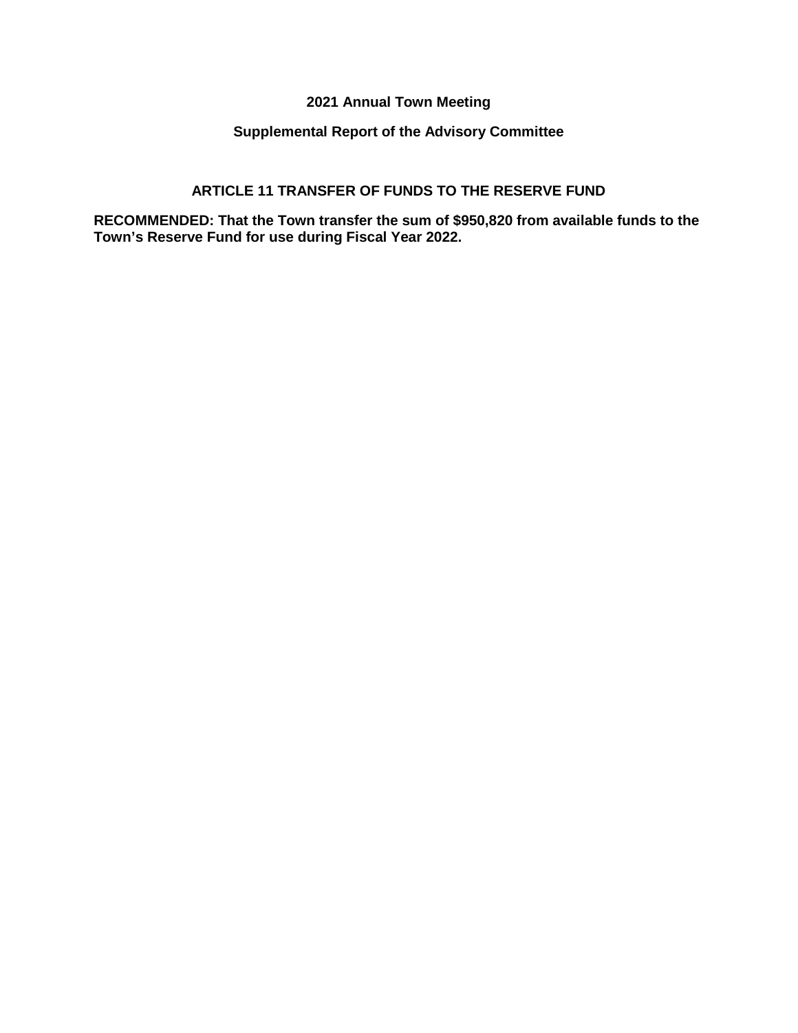# 2021 Annual Town Meeting

## Supplemental Report of the Advisory Committee

### ARTICLE 11 TRANSFER OF FUNDS TO THE RESERVE FUND

**RECOMMENDED: That the Town transfer the sum of $950,820 from available funds to the Town's Reserve Fund for use during Fiscal Year 2022.**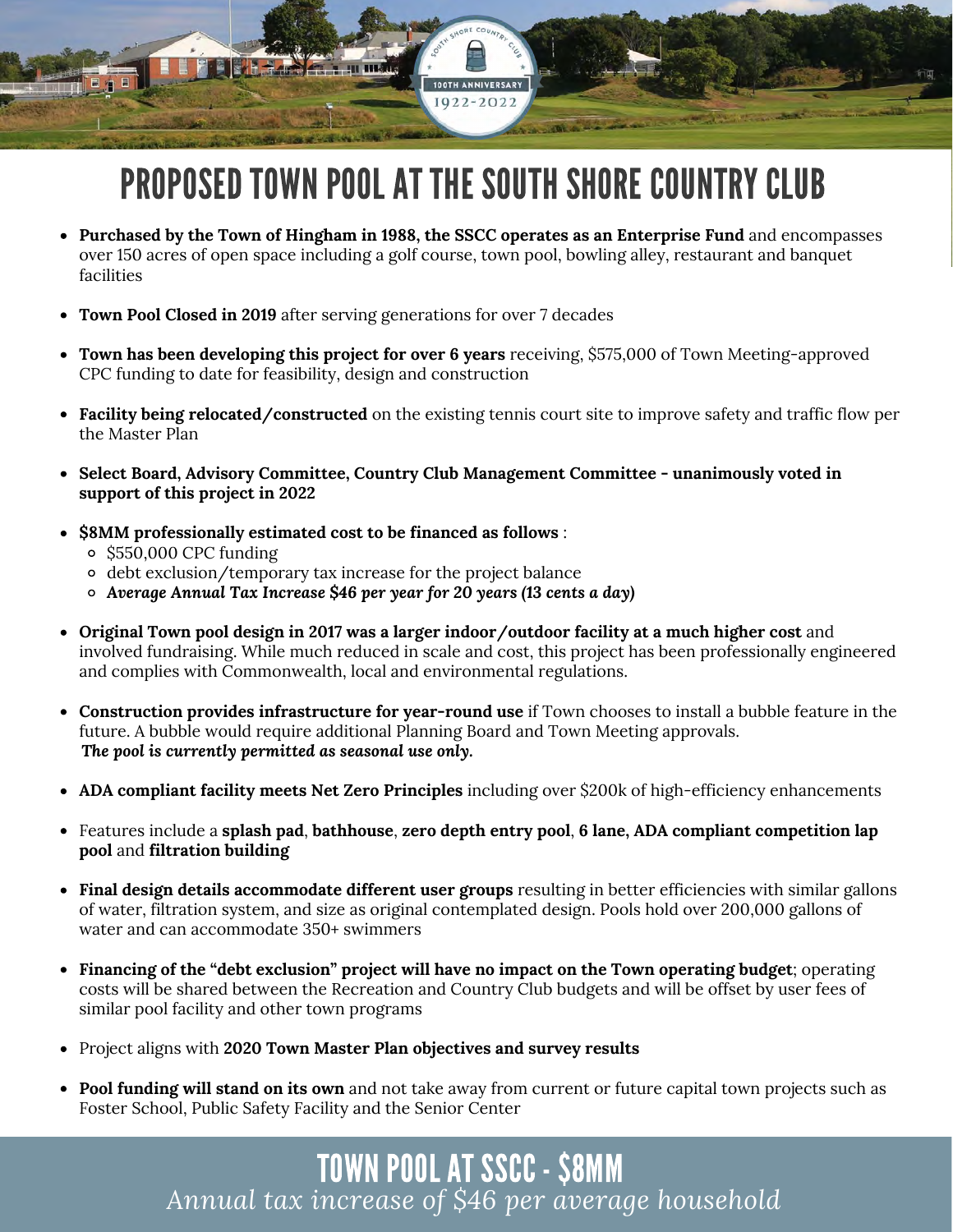# PROPOSED TOWN POOL AT THE SOUTH SHORE COUNTRY CLUB

- **Purchased by the Town of Hingham in 1988, the SSCC operates as an Enterprise Fund** and encompasses over 150 acres of open space including a golf course, town pool, bowling alley, restaurant and banquet facilities
- **Town Pool Closed in 2019** after serving generations for over 7 decades
- **Town has been developing this project for over 6 years** receiving, $575,000 of Town Meeting-approved CPC funding to date for feasibility, design and construction
- **Facility being relocated/constructed** on the existing tennis court site to improve safety and traffic flow per the Master Plan
- **Select Board, Advisory Committee, Country Club Management Committee - unanimously voted in support of this project in 2022**
- **$8MM professionally estimated cost to be financed as follows** :
  - $550,000 CPC funding
  - debt exclusion/temporary tax increase for the project balance
  - ***Average Annual Tax Increase $46 per year for 20 years (13 cents a day)***
- **Original Town pool design in 2017 was a larger indoor/outdoor facility at a much higher cost** and involved fundraising. While much reduced in scale and cost, this project has been professionally engineered and complies with Commonwealth, local and environmental regulations.
- **Construction provides infrastructure for year-round use** if Town chooses to install a bubble feature in the future. A bubble would require additional Planning Board and Town Meeting approvals. ***The pool is currently permitted as seasonal use only.***
- **ADA compliant facility meets Net Zero Principles** including over $200k of high-efficiency enhancements
- Features include a **splash pad**, **bathhouse**, **zero depth entry pool**, **6 lane, ADA compliant competition lap pool** and **filtration building**
- **Final design details accommodate different user groups** resulting in better efficiencies with similar gallons of water, filtration system, and size as original contemplated design. Pools hold over 200,000 gallons of water and can accommodate 350+ swimmers
- **Financing of the "debt exclusion" project will have no impact on the Town operating budget**; operating costs will be shared between the Recreation and Country Club budgets and will be offset by user fees of similar pool facility and other town programs
- Project aligns with **2020 Town Master Plan objectives and survey results**
- **Pool funding will stand on its own** and not take away from current or future capital town projects such as Foster School, Public Safety Facility and the Senior Center

## TOWN POOL AT SSCC - $8MM

*Annual tax increase of $46 per average household*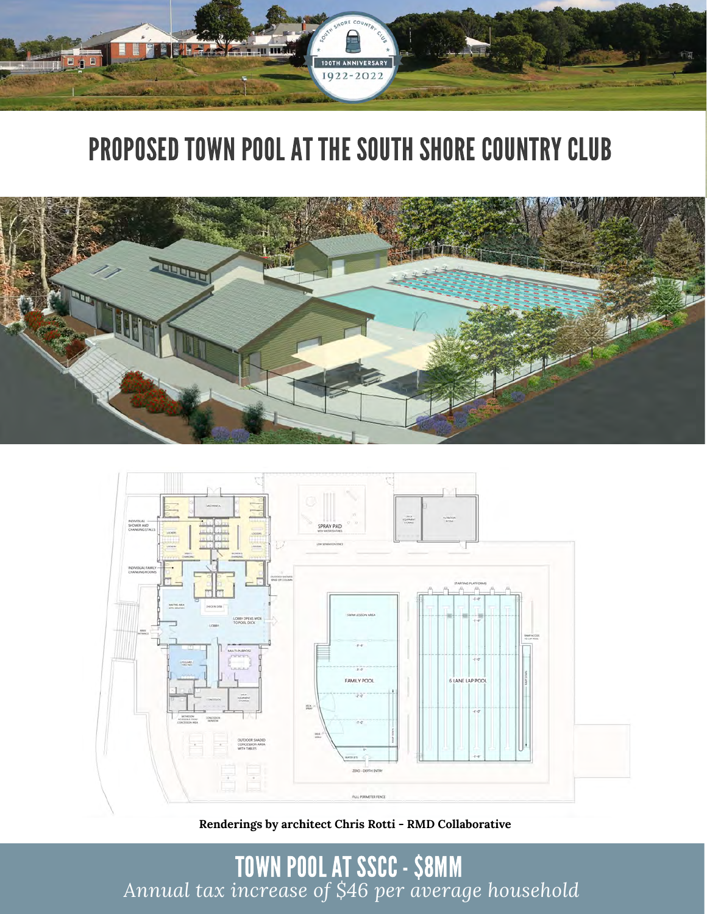# PROPOSED TOWN POOL AT THE SOUTH SHORE COUNTRY CLUB

**Renderings by architect Chris Rotti - RMD Collaborative**

## TOWN POOL AT SSCC - $8MM

*Annual tax increase of $46 per average household*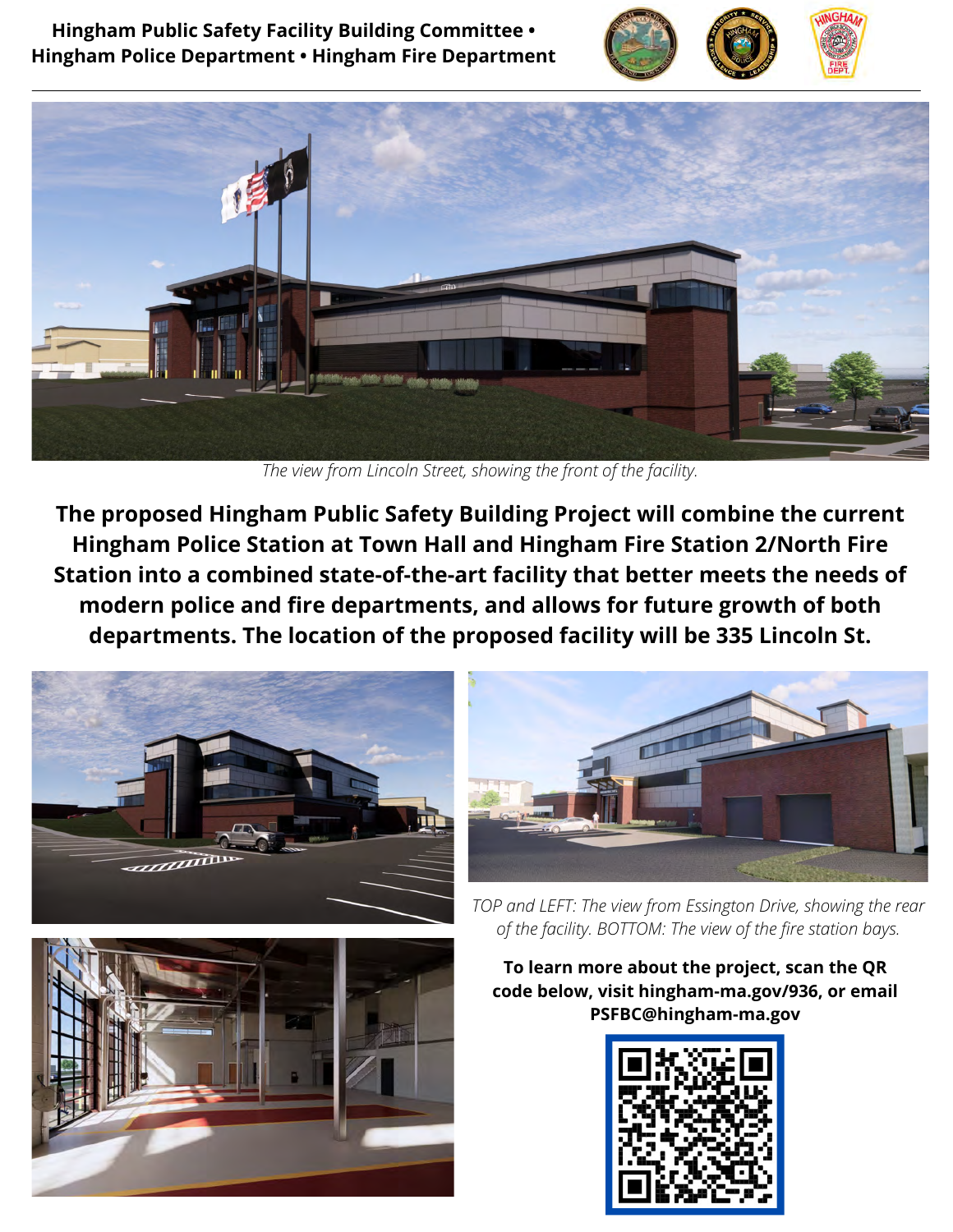**Hingham Public Safety Facility Building Committee • Hingham Police Department • Hingham Fire Department**

*The view from Lincoln Street, showing the front of the facility.*

**The proposed Hingham Public Safety Building Project will combine the current Hingham Police Station at Town Hall and Hingham Fire Station 2/North Fire Station into a combined state-of-the-art facility that better meets the needs of modern police and fire departments, and allows for future growth of both departments. The location of the proposed facility will be 335 Lincoln St.**

*TOP and LEFT: The view from Essington Drive, showing the rear of the facility. BOTTOM: The view of the fire station bays.*

**To learn more about the project, scan the QR code below, visit hingham-ma.gov/936, or email PSFBC@hingham-ma.gov**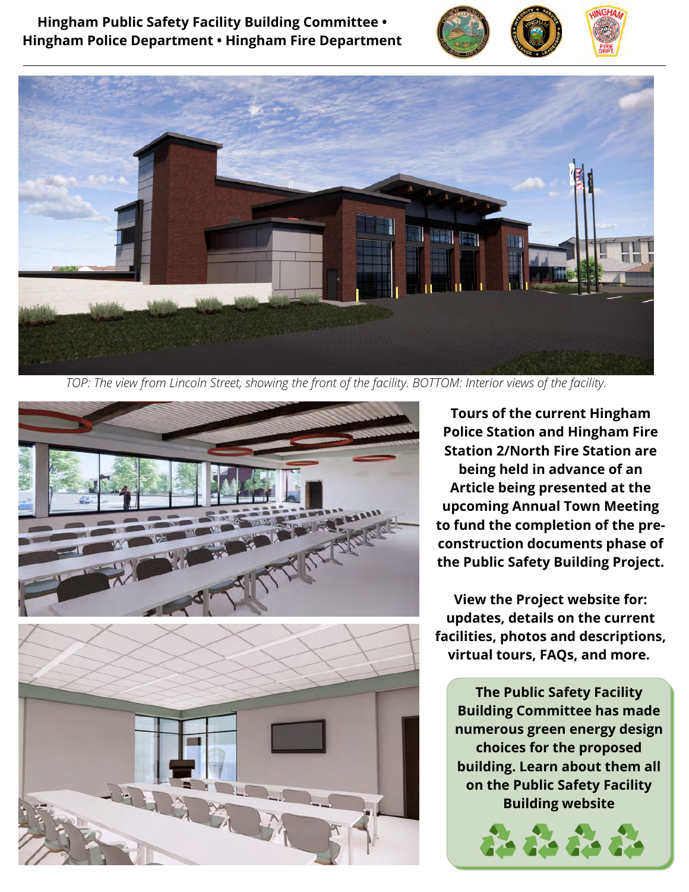**Hingham Public Safety Facility Building Committee • Hingham Police Department • Hingham Fire Department**

*TOP: The view from Lincoln Street, showing the front of the facility. BOTTOM: Interior views of the facility.*

**Tours of the current Hingham Police Station and Hingham Fire Station 2/North Fire Station are being held in advance of an Article being presented at the upcoming Annual Town Meeting to fund the completion of the pre-construction documents phase of the Public Safety Building Project.**

**View the Project website for: updates, details on the current facilities, photos and descriptions, virtual tours, FAQs, and more.**

**The Public Safety Facility Building Committee has made numerous green energy design choices for the proposed building. Learn about them all on the Public Safety Facility Building website**